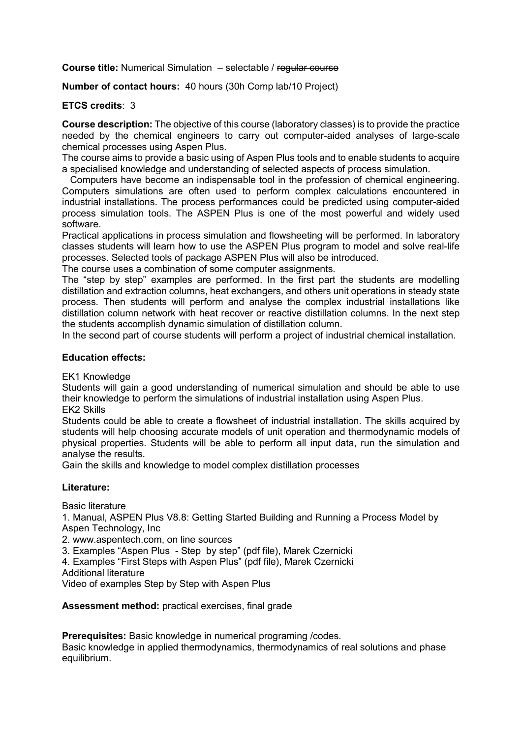**Course title:** Numerical Simulation – selectable / ~~regular course~~

**Number of contact hours:** 40 hours (30h Comp lab/10 Project)

**ETCS credits**: 3

**Course description:** The objective of this course (laboratory classes) is to provide the practice needed by the chemical engineers to carry out computer-aided analyses of large-scale chemical processes using Aspen Plus.

The course aims to provide a basic using of Aspen Plus tools and to enable students to acquire a specialised knowledge and understanding of selected aspects of process simulation.

Computers have become an indispensable tool in the profession of chemical engineering. Computers simulations are often used to perform complex calculations encountered in industrial installations. The process performances could be predicted using computer-aided process simulation tools. The ASPEN Plus is one of the most powerful and widely used software.

Practical applications in process simulation and flowsheeting will be performed. In laboratory classes students will learn how to use the ASPEN Plus program to model and solve real-life processes. Selected tools of package ASPEN Plus will also be introduced.

The course uses a combination of some computer assignments.

The "step by step" examples are performed. In the first part the students are modelling distillation and extraction columns, heat exchangers, and others unit operations in steady state process. Then students will perform and analyse the complex industrial installations like distillation column network with heat recover or reactive distillation columns. In the next step the students accomplish dynamic simulation of distillation column.

In the second part of course students will perform a project of industrial chemical installation.

**Education effects:**

EK1 Knowledge

Students will gain a good understanding of numerical simulation and should be able to use their knowledge to perform the simulations of industrial installation using Aspen Plus.

EK2 Skills

Students could be able to create a flowsheet of industrial installation. The skills acquired by students will help choosing accurate models of unit operation and thermodynamic models of physical properties. Students will be able to perform all input data, run the simulation and analyse the results.

Gain the skills and knowledge to model complex distillation processes

**Literature:**

Basic literature

1. Manual, ASPEN Plus V8.8: Getting Started Building and Running a Process Model by Aspen Technology, Inc
2. www.aspentech.com, on line sources
3. Examples "Aspen Plus - Step by step" (pdf file), Marek Czernicki
4. Examples "First Steps with Aspen Plus" (pdf file), Marek Czernicki

Additional literature

Video of examples Step by Step with Aspen Plus

**Assessment method:** practical exercises, final grade

**Prerequisites:** Basic knowledge in numerical programing /codes.

Basic knowledge in applied thermodynamics, thermodynamics of real solutions and phase equilibrium.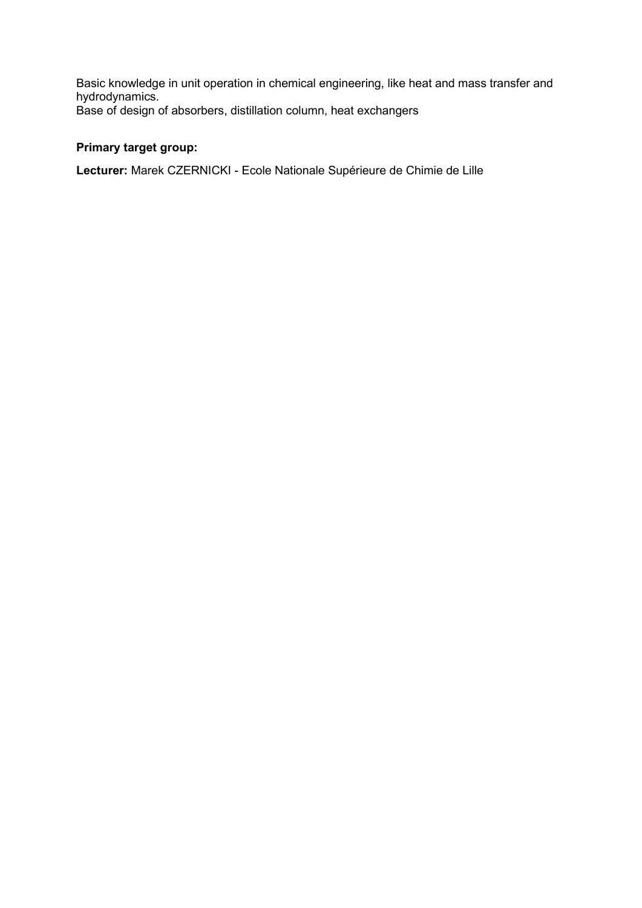Basic knowledge in unit operation in chemical engineering, like heat and mass transfer and hydrodynamics.
Base of design of absorbers, distillation column, heat exchangers

**Primary target group:**

**Lecturer:** Marek CZERNICKI - Ecole Nationale Supérieure de Chimie de Lille